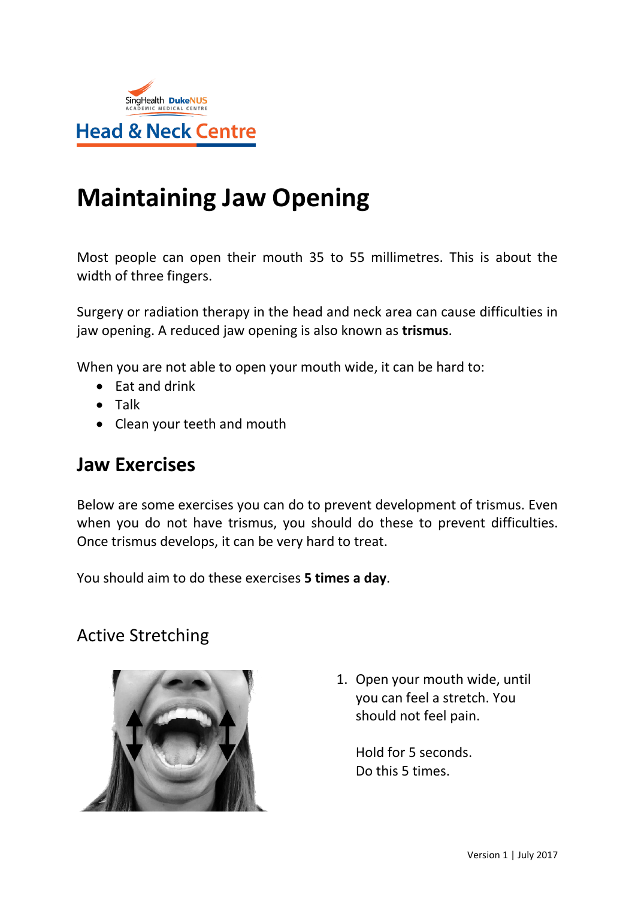SingHealth DukeNUS ACADEMIC MEDICAL CENTRE

Head & Neck Centre

# Maintaining Jaw Opening

Most people can open their mouth 35 to 55 millimetres. This is about the width of three fingers.

Surgery or radiation therapy in the head and neck area can cause difficulties in jaw opening. A reduced jaw opening is also known as **trismus**.

When you are not able to open your mouth wide, it can be hard to:

- Eat and drink
- Talk
- Clean your teeth and mouth

## Jaw Exercises

Below are some exercises you can do to prevent development of trismus. Even when you do not have trismus, you should do these to prevent difficulties. Once trismus develops, it can be very hard to treat.

You should aim to do these exercises **5 times a day**.

### Active Stretching

1. Open your mouth wide, until you can feel a stretch. You should not feel pain.

   Hold for 5 seconds.
   Do this 5 times.

Version 1 | July 2017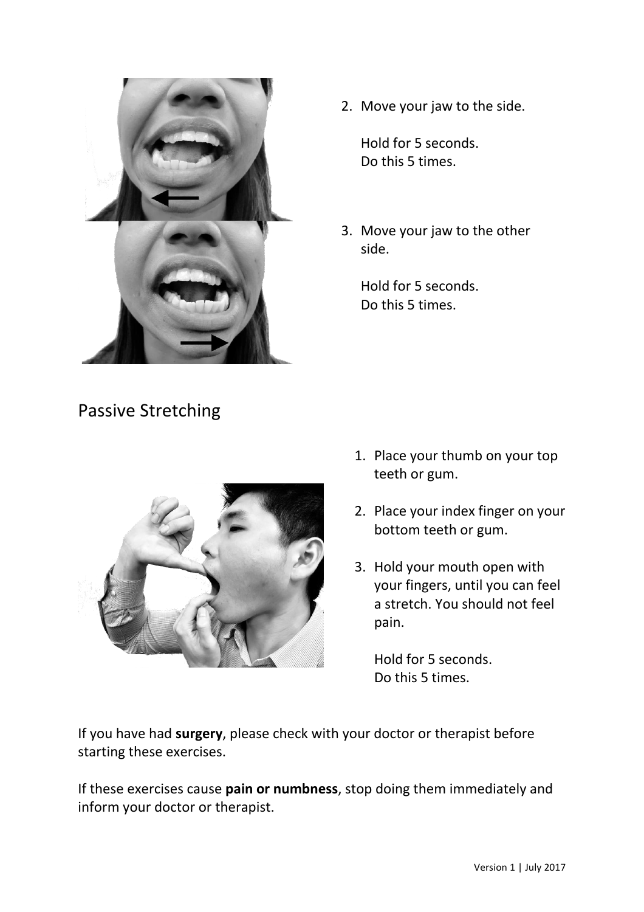2. Move your jaw to the side.

   Hold for 5 seconds.
   Do this 5 times.

3. Move your jaw to the other side.

   Hold for 5 seconds.
   Do this 5 times.

## Passive Stretching

1. Place your thumb on your top teeth or gum.

2. Place your index finger on your bottom teeth or gum.

3. Hold your mouth open with your fingers, until you can feel a stretch. You should not feel pain.

   Hold for 5 seconds.
   Do this 5 times.

If you have had **surgery**, please check with your doctor or therapist before starting these exercises.

If these exercises cause **pain or numbness**, stop doing them immediately and inform your doctor or therapist.

Version 1 | July 2017